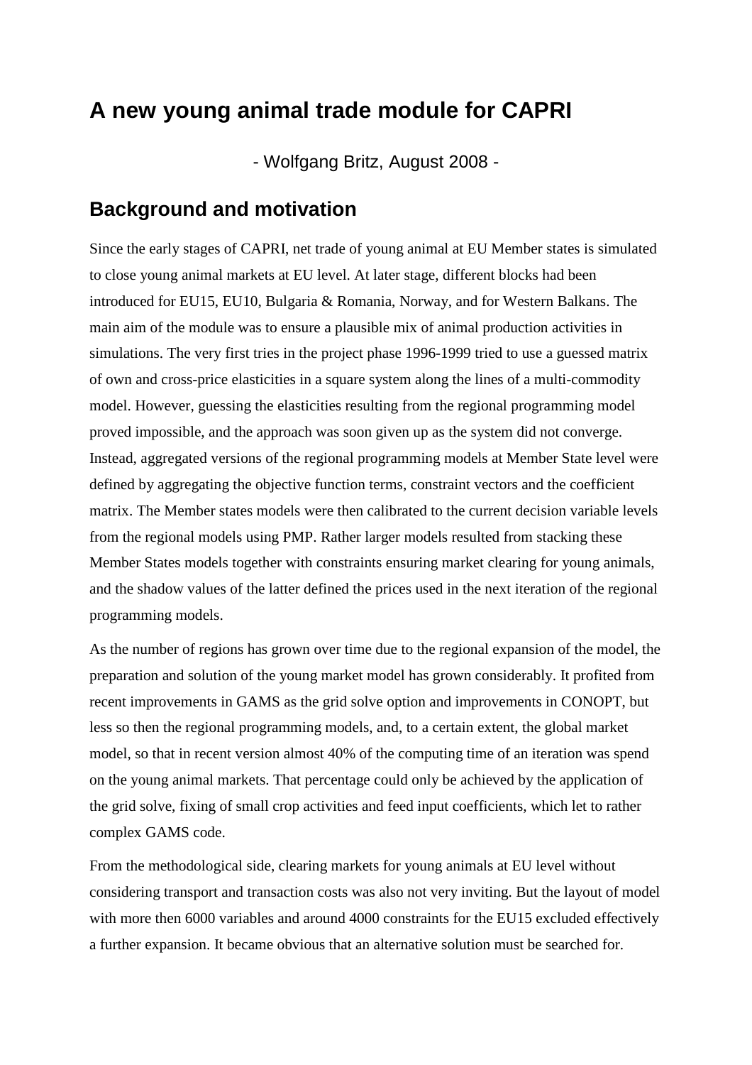# A new young animal trade module for CAPRI

- Wolfgang Britz, August 2008 -

## Background and motivation

Since the early stages of CAPRI, net trade of young animal at EU Member states is simulated to close young animal markets at EU level. At later stage, different blocks had been introduced for EU15, EU10, Bulgaria & Romania, Norway, and for Western Balkans. The main aim of the module was to ensure a plausible mix of animal production activities in simulations. The very first tries in the project phase 1996-1999 tried to use a guessed matrix of own and cross-price elasticities in a square system along the lines of a multi-commodity model. However, guessing the elasticities resulting from the regional programming model proved impossible, and the approach was soon given up as the system did not converge. Instead, aggregated versions of the regional programming models at Member State level were defined by aggregating the objective function terms, constraint vectors and the coefficient matrix. The Member states models were then calibrated to the current decision variable levels from the regional models using PMP. Rather larger models resulted from stacking these Member States models together with constraints ensuring market clearing for young animals, and the shadow values of the latter defined the prices used in the next iteration of the regional programming models.

As the number of regions has grown over time due to the regional expansion of the model, the preparation and solution of the young market model has grown considerably. It profited from recent improvements in GAMS as the grid solve option and improvements in CONOPT, but less so then the regional programming models, and, to a certain extent, the global market model, so that in recent version almost 40% of the computing time of an iteration was spend on the young animal markets. That percentage could only be achieved by the application of the grid solve, fixing of small crop activities and feed input coefficients, which let to rather complex GAMS code.

From the methodological side, clearing markets for young animals at EU level without considering transport and transaction costs was also not very inviting. But the layout of model with more then 6000 variables and around 4000 constraints for the EU15 excluded effectively a further expansion. It became obvious that an alternative solution must be searched for.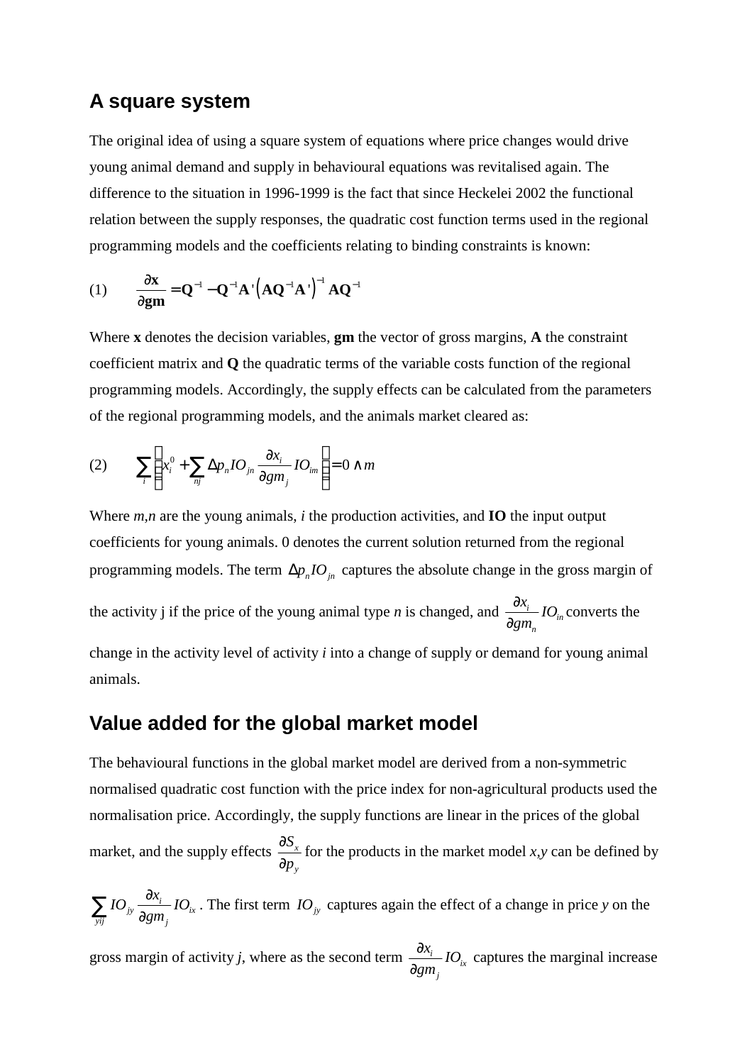## A square system

The original idea of using a square system of equations where price changes would drive young animal demand and supply in behavioural equations was revitalised again. The difference to the situation in 1996-1999 is the fact that since Heckelei 2002 the functional relation between the supply responses, the quadratic cost function terms used in the regional programming models and the coefficients relating to binding constraints is known:

$$(1)\qquad \frac{\partial \mathbf{x}}{\partial \mathbf{gm}} = \mathbf{Q}^{-1} - \mathbf{Q}^{-1}\mathbf{A}'\left(\mathbf{A}\mathbf{Q}^{-1}\mathbf{A}'\right)^{-1}\mathbf{A}\mathbf{Q}^{-1}$$

Where **x** denotes the decision variables, **gm** the vector of gross margins, **A** the constraint coefficient matrix and **Q** the quadratic terms of the variable costs function of the regional programming models. Accordingly, the supply effects can be calculated from the parameters of the regional programming models, and the animals market cleared as:

$$(2)\qquad \sum_i \left( x_i^0 + \sum_{nj} \Delta p_n IO_{jn} \frac{\partial x_i}{\partial gm_j} IO_{im} \right) = 0 \wedge m$$

Where $m$,$n$ are the young animals, $i$ the production activities, and **IO** the input output coefficients for young animals. 0 denotes the current solution returned from the regional programming models. The term $\Delta p_n IO_{jn}$ captures the absolute change in the gross margin of the activity j if the price of the young animal type $n$ is changed, and $\frac{\partial x_i}{\partial gm_n} IO_{in}$ converts the change in the activity level of activity $i$ into a change of supply or demand for young animal animals.

## Value added for the global market model

The behavioural functions in the global market model are derived from a non-symmetric normalised quadratic cost function with the price index for non-agricultural products used the normalisation price. Accordingly, the supply functions are linear in the prices of the global market, and the supply effects $\frac{\partial S_x}{\partial p_y}$ for the products in the market model $x$,$y$ can be defined by $\sum_{yij} IO_{jy} \frac{\partial x_i}{\partial gm_j} IO_{ix}$. The first term $IO_{jy}$ captures again the effect of a change in price $y$ on the gross margin of activity $j$, where as the second term $\frac{\partial x_i}{\partial gm_j} IO_{ix}$ captures the marginal increase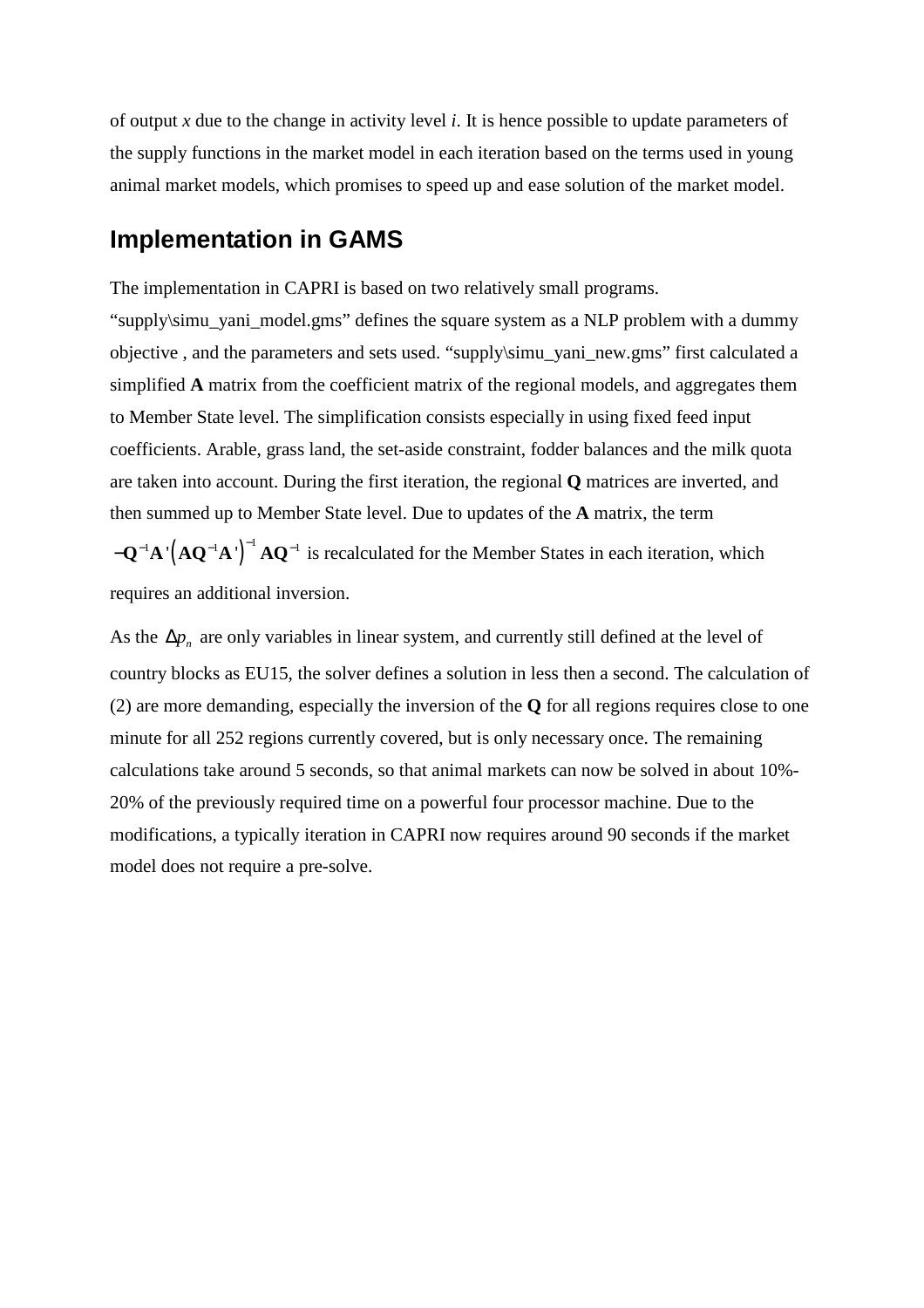of output $x$ due to the change in activity level $i$. It is hence possible to update parameters of the supply functions in the market model in each iteration based on the terms used in young animal market models, which promises to speed up and ease solution of the market model.

## Implementation in GAMS

The implementation in CAPRI is based on two relatively small programs. “supply\simu_yani_model.gms” defines the square system as a NLP problem with a dummy objective , and the parameters and sets used. “supply\simu_yani_new.gms” first calculated a simplified **A** matrix from the coefficient matrix of the regional models, and aggregates them to Member State level. The simplification consists especially in using fixed feed input coefficients. Arable, grass land, the set-aside constraint, fodder balances and the milk quota are taken into account. During the first iteration, the regional **Q** matrices are inverted, and then summed up to Member State level. Due to updates of the **A** matrix, the term $-\mathbf{Q}^{-1}\mathbf{A}'\left(\mathbf{A}\mathbf{Q}^{-1}\mathbf{A}'\right)^{-1}\mathbf{A}\mathbf{Q}^{-1}$ is recalculated for the Member States in each iteration, which requires an additional inversion.

As the $\Delta p_n$ are only variables in linear system, and currently still defined at the level of country blocks as EU15, the solver defines a solution in less then a second. The calculation of (2) are more demanding, especially the inversion of the **Q** for all regions requires close to one minute for all 252 regions currently covered, but is only necessary once. The remaining calculations take around 5 seconds, so that animal markets can now be solved in about 10%-20% of the previously required time on a powerful four processor machine. Due to the modifications, a typically iteration in CAPRI now requires around 90 seconds if the market model does not require a pre-solve.